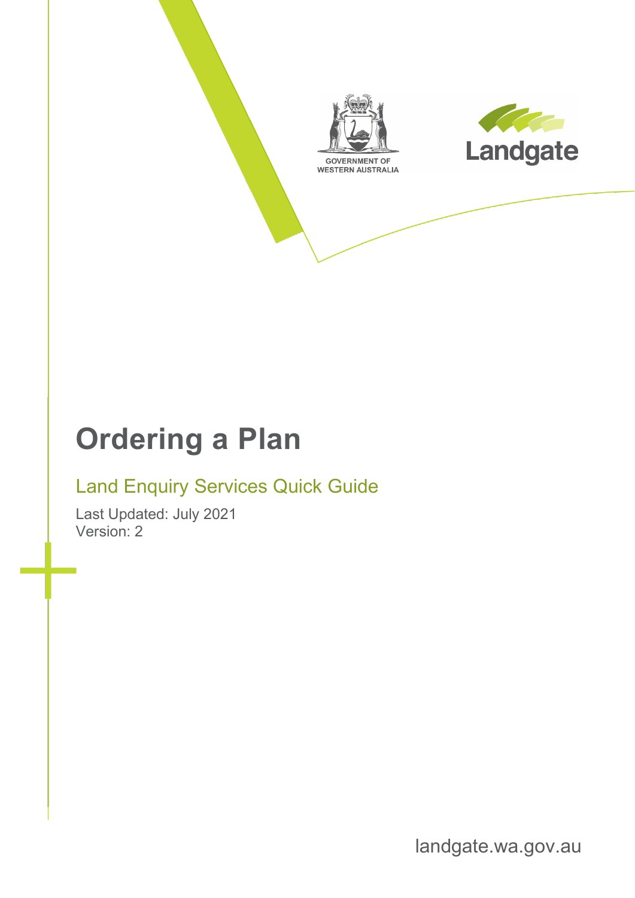GOVERNMENT OF WESTERN AUSTRALIA

Landgate

# Ordering a Plan

## Land Enquiry Services Quick Guide

Last Updated: July 2021
Version: 2

landgate.wa.gov.au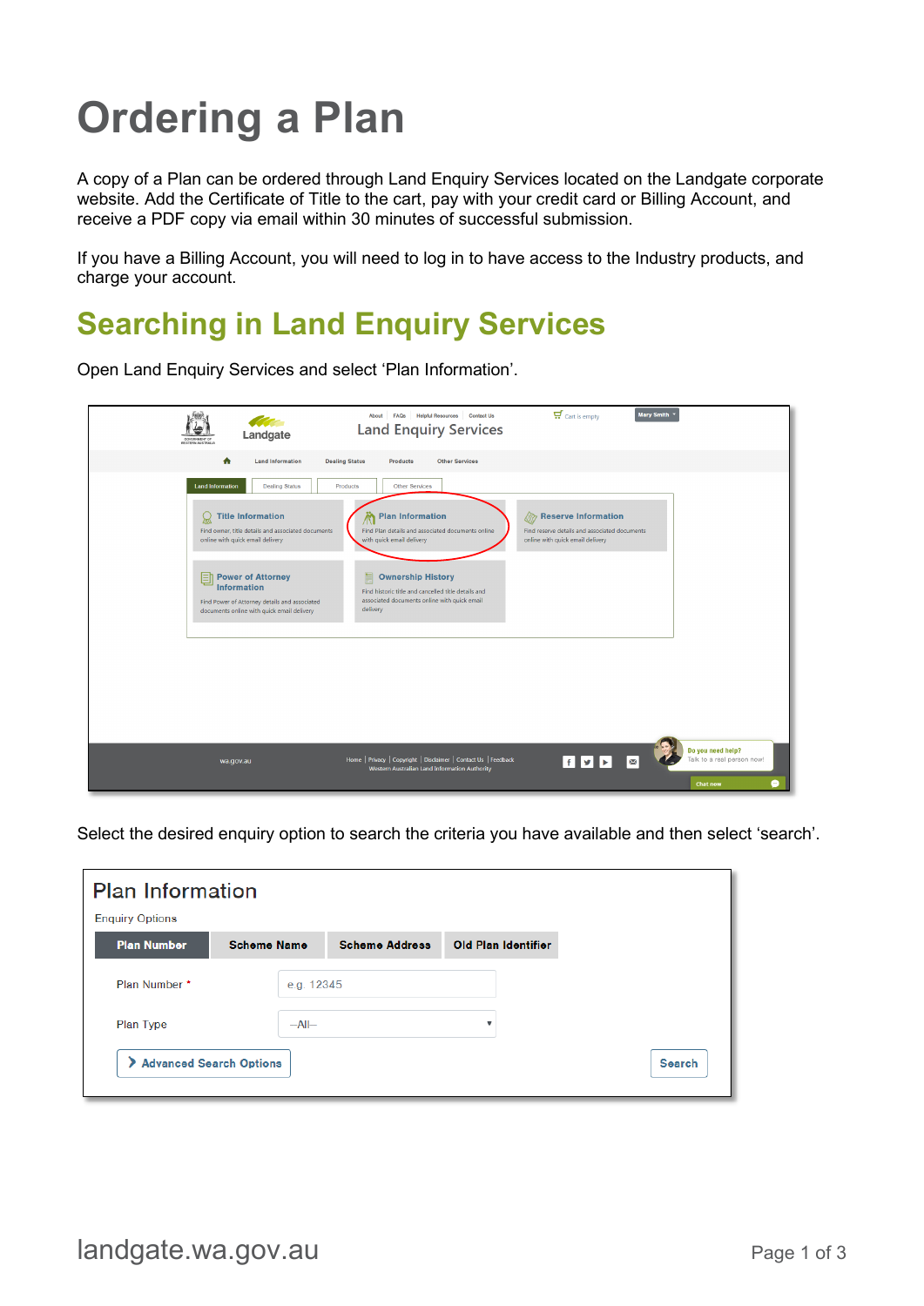# Ordering a Plan

A copy of a Plan can be ordered through Land Enquiry Services located on the Landgate corporate website. Add the Certificate of Title to the cart, pay with your credit card or Billing Account, and receive a PDF copy via email within 30 minutes of successful submission.

If you have a Billing Account, you will need to log in to have access to the Industry products, and charge your account.

## Searching in Land Enquiry Services

Open Land Enquiry Services and select 'Plan Information'.

Select the desired enquiry option to search the criteria you have available and then select 'search'.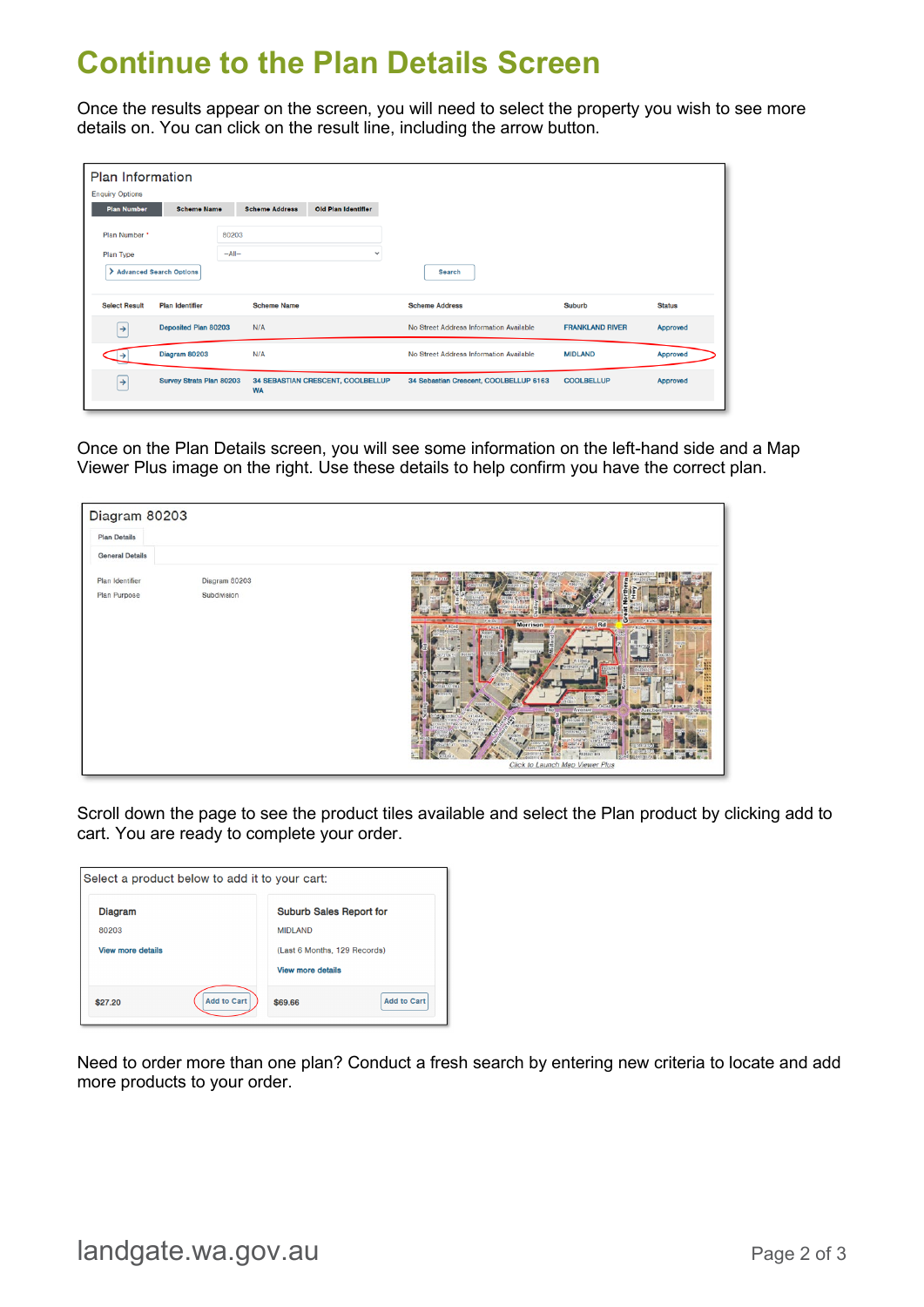# Continue to the Plan Details Screen

Once the results appear on the screen, you will need to select the property you wish to see more details on. You can click on the result line, including the arrow button.

Once on the Plan Details screen, you will see some information on the left-hand side and a Map Viewer Plus image on the right. Use these details to help confirm you have the correct plan.

Scroll down the page to see the product tiles available and select the Plan product by clicking add to cart. You are ready to complete your order.

Need to order more than one plan? Conduct a fresh search by entering new criteria to locate and add more products to your order.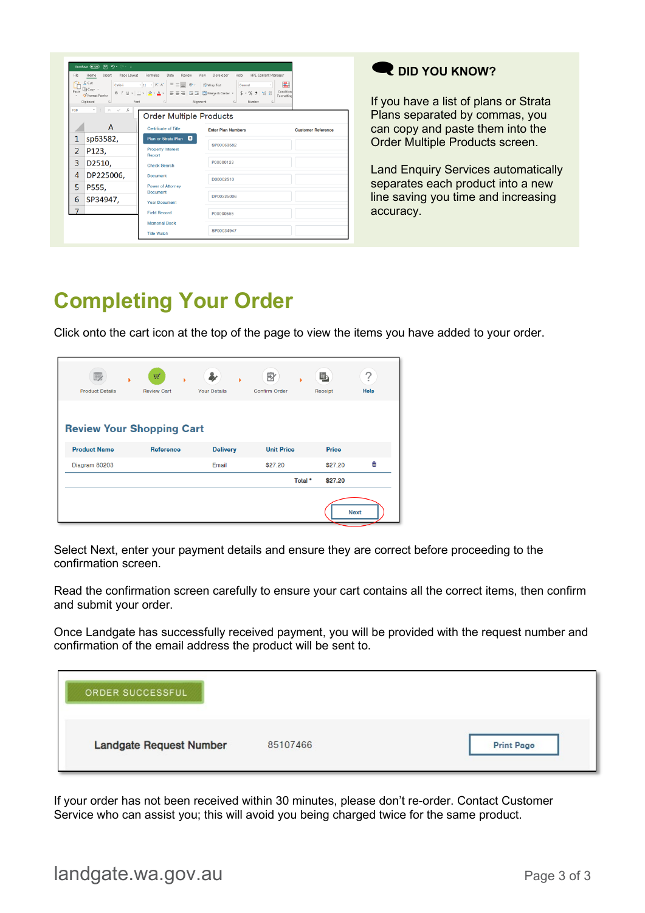**DID YOU KNOW?**

If you have a list of plans or Strata Plans separated by commas, you can copy and paste them into the Order Multiple Products screen.

Land Enquiry Services automatically separates each product into a new line saving you time and increasing accuracy.

## Completing Your Order

Click onto the cart icon at the top of the page to view the items you have added to your order.

Select Next, enter your payment details and ensure they are correct before proceeding to the confirmation screen.

Read the confirmation screen carefully to ensure your cart contains all the correct items, then confirm and submit your order.

Once Landgate has successfully received payment, you will be provided with the request number and confirmation of the email address the product will be sent to.

If your order has not been received within 30 minutes, please don't re-order. Contact Customer Service who can assist you; this will avoid you being charged twice for the same product.

landgate.wa.gov.au